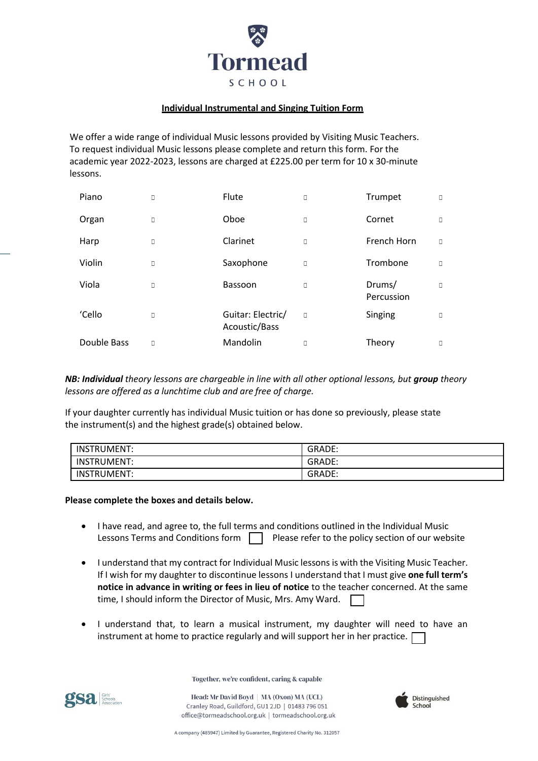# Tormead SCHOOL

## Individual Instrumental and Singing Tuition Form

We offer a wide range of individual Music lessons provided by Visiting Music Teachers. To request individual Music lessons please complete and return this form. For the academic year 2022-2023, lessons are charged at £225.00 per term for 10 x 30-minute lessons.

| | | | | | |
|---|---|---|---|---|---|
| Piano | ☐ | Flute | ☐ | Trumpet | ☐ |
| Organ | ☐ | Oboe | ☐ | Cornet | ☐ |
| Harp | ☐ | Clarinet | ☐ | French Horn | ☐ |
| Violin | ☐ | Saxophone | ☐ | Trombone | ☐ |
| Viola | ☐ | Bassoon | ☐ | Drums/ Percussion | ☐ |
| 'Cello | ☐ | Guitar: Electric/ Acoustic/Bass | ☐ | Singing | ☐ |
| Double Bass | ☐ | Mandolin | ☐ | Theory | ☐ |

*NB: **Individual** theory lessons are chargeable in line with all other optional lessons, but **group** theory lessons are offered as a lunchtime club and are free of charge.*

If your daughter currently has individual Music tuition or has done so previously, please state the instrument(s) and the highest grade(s) obtained below.

| | |
|---|---|
| INSTRUMENT: | GRADE: |
| INSTRUMENT: | GRADE: |
| INSTRUMENT: | GRADE: |

**Please complete the boxes and details below.**

- I have read, and agree to, the full terms and conditions outlined in the Individual Music Lessons Terms and Conditions form ☐ Please refer to the policy section of our website
- I understand that my contract for Individual Music lessons is with the Visiting Music Teacher. If I wish for my daughter to discontinue lessons I understand that I must give **one full term's notice in advance in writing or fees in lieu of notice** to the teacher concerned. At the same time, I should inform the Director of Music, Mrs. Amy Ward. ☐
- I understand that, to learn a musical instrument, my daughter will need to have an instrument at home to practice regularly and will support her in her practice. ☐

Together, we're confident, caring & capable

Head: Mr David Boyd | MA (Oxon) MA (UCL)
Cranley Road, Guildford, GU1 2JD | 01483 796 051
office@tormeadschool.org.uk | tormeadschool.org.uk

gsa Girls' Schools Association

Distinguished School

A company (485947) Limited by Guarantee, Registered Charity No. 312057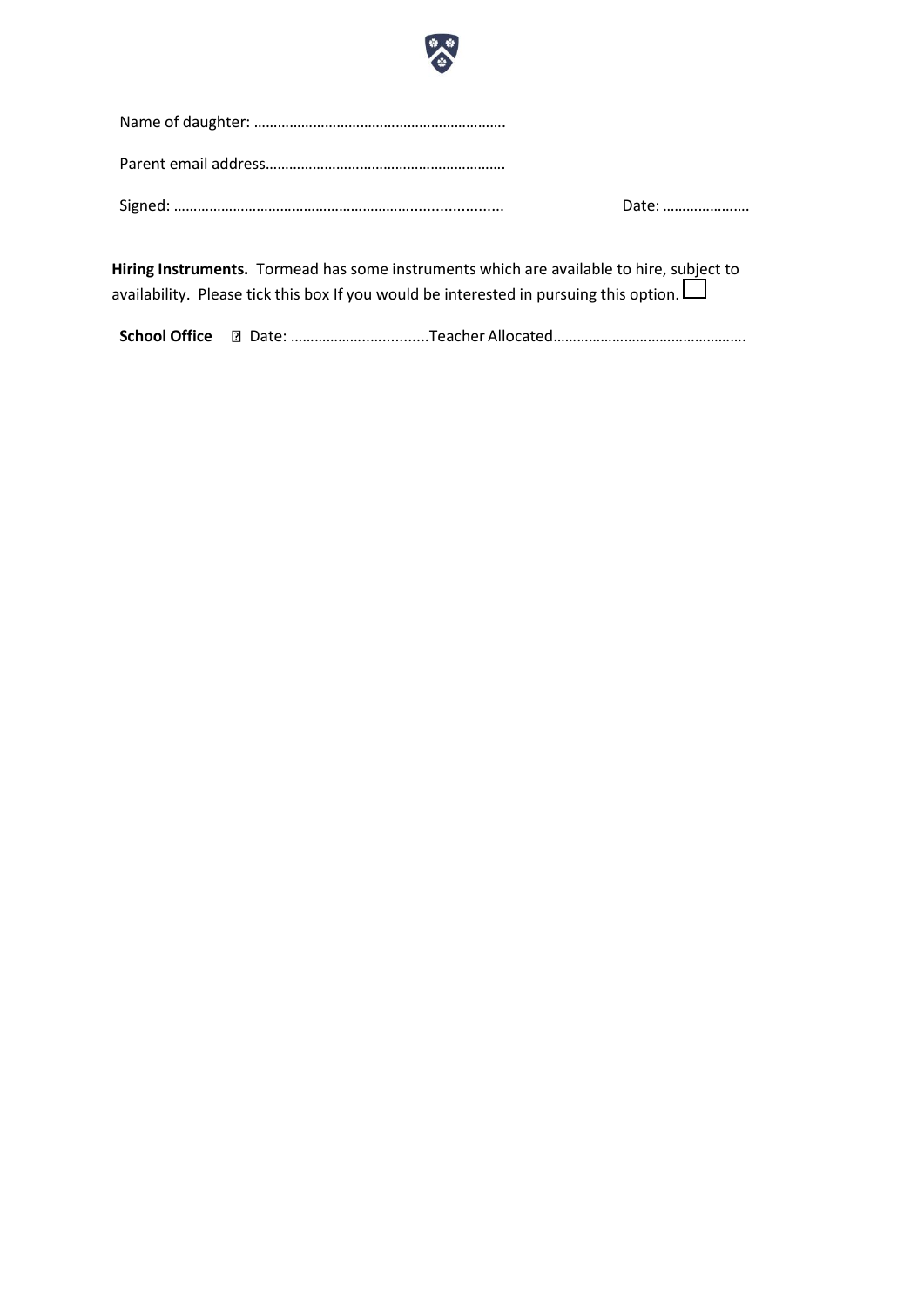Name of daughter: ……………………………………………………….

Parent email address…………………………………………………….

Signed: ………………………………………………….......................   Date: ………………….

**Hiring Instruments.** Tormead has some instruments which are available to hire, subject to availability. Please tick this box If you would be interested in pursuing this option. ☐

**School Office** ☐ Date: ……………….............Teacher Allocated………………………………………….